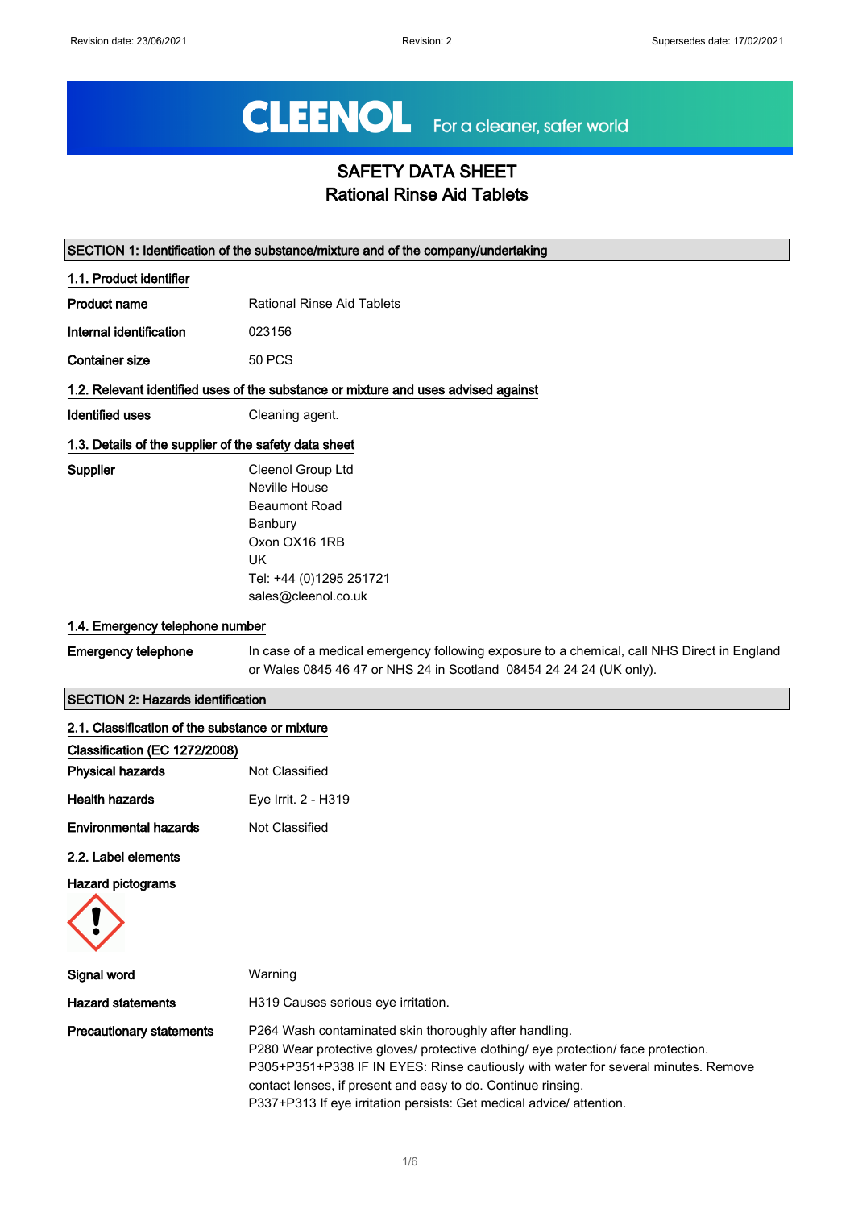# SAFETY DATA SHEET
## Rational Rinse Aid Tablets

## SECTION 1: Identification of the substance/mixture and of the company/undertaking

### 1.1. Product identifier

**Product name** Rational Rinse Aid Tablets

**Internal identification** 023156

**Container size** 50 PCS

### 1.2. Relevant identified uses of the substance or mixture and uses advised against

**Identified uses** Cleaning agent.

### 1.3. Details of the supplier of the safety data sheet

**Supplier**
Cleenol Group Ltd
Neville House
Beaumont Road
Banbury
Oxon OX16 1RB
UK
Tel: +44 (0)1295 251721
sales@cleenol.co.uk

### 1.4. Emergency telephone number

**Emergency telephone** In case of a medical emergency following exposure to a chemical, call NHS Direct in England or Wales 0845 46 47 or NHS 24 in Scotland 08454 24 24 24 (UK only).

## SECTION 2: Hazards identification

### 2.1. Classification of the substance or mixture

**Classification (EC 1272/2008)**

**Physical hazards** Not Classified

**Health hazards** Eye Irrit. 2 - H319

**Environmental hazards** Not Classified

### 2.2. Label elements

**Hazard pictograms**

**Signal word** Warning

**Hazard statements** H319 Causes serious eye irritation.

**Precautionary statements**
P264 Wash contaminated skin thoroughly after handling.
P280 Wear protective gloves/ protective clothing/ eye protection/ face protection.
P305+P351+P338 IF IN EYES: Rinse cautiously with water for several minutes. Remove contact lenses, if present and easy to do. Continue rinsing.
P337+P313 If eye irritation persists: Get medical advice/ attention.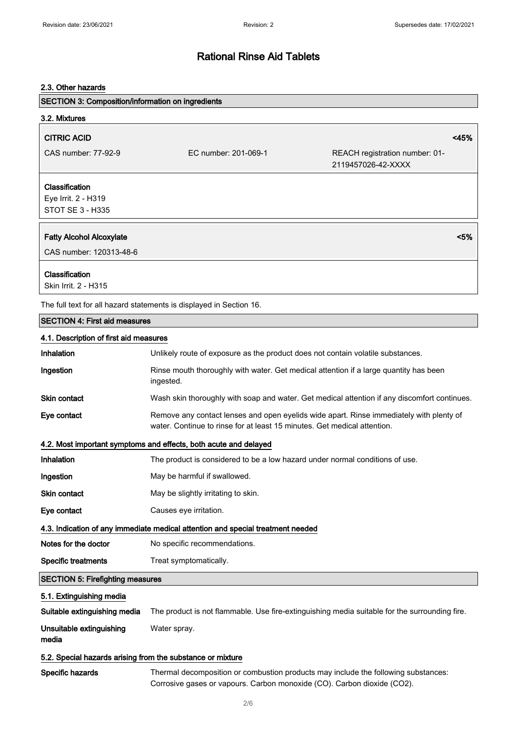# Rational Rinse Aid Tablets

### 2.3. Other hazards

## SECTION 3: Composition/information on ingredients

### 3.2. Mixtures

**CITRIC ACID** <45%

CAS number: 77-92-9 | EC number: 201-069-1 | REACH registration number: 01-2119457026-42-XXXX

**Classification**
Eye Irrit. 2 - H319
STOT SE 3 - H335

**Fatty Alcohol Alcoxylate** <5%

CAS number: 120313-48-6

**Classification**
Skin Irrit. 2 - H315

The full text for all hazard statements is displayed in Section 16.

## SECTION 4: First aid measures

### 4.1. Description of first aid measures

| | |
|---|---|
| **Inhalation** | Unlikely route of exposure as the product does not contain volatile substances. |
| **Ingestion** | Rinse mouth thoroughly with water. Get medical attention if a large quantity has been ingested. |
| **Skin contact** | Wash skin thoroughly with soap and water. Get medical attention if any discomfort continues. |
| **Eye contact** | Remove any contact lenses and open eyelids wide apart. Rinse immediately with plenty of water. Continue to rinse for at least 15 minutes. Get medical attention. |

### 4.2. Most important symptoms and effects, both acute and delayed

| | |
|---|---|
| **Inhalation** | The product is considered to be a low hazard under normal conditions of use. |
| **Ingestion** | May be harmful if swallowed. |
| **Skin contact** | May be slightly irritating to skin. |
| **Eye contact** | Causes eye irritation. |

### 4.3. Indication of any immediate medical attention and special treatment needed

| | |
|---|---|
| **Notes for the doctor** | No specific recommendations. |
| **Specific treatments** | Treat symptomatically. |

## SECTION 5: Firefighting measures

### 5.1. Extinguishing media

| | |
|---|---|
| **Suitable extinguishing media** | The product is not flammable. Use fire-extinguishing media suitable for the surrounding fire. |
| **Unsuitable extinguishing media** | Water spray. |

### 5.2. Special hazards arising from the substance or mixture

| | |
|---|---|
| **Specific hazards** | Thermal decomposition or combustion products may include the following substances: Corrosive gases or vapours. Carbon monoxide (CO). Carbon dioxide ($CO_2$). |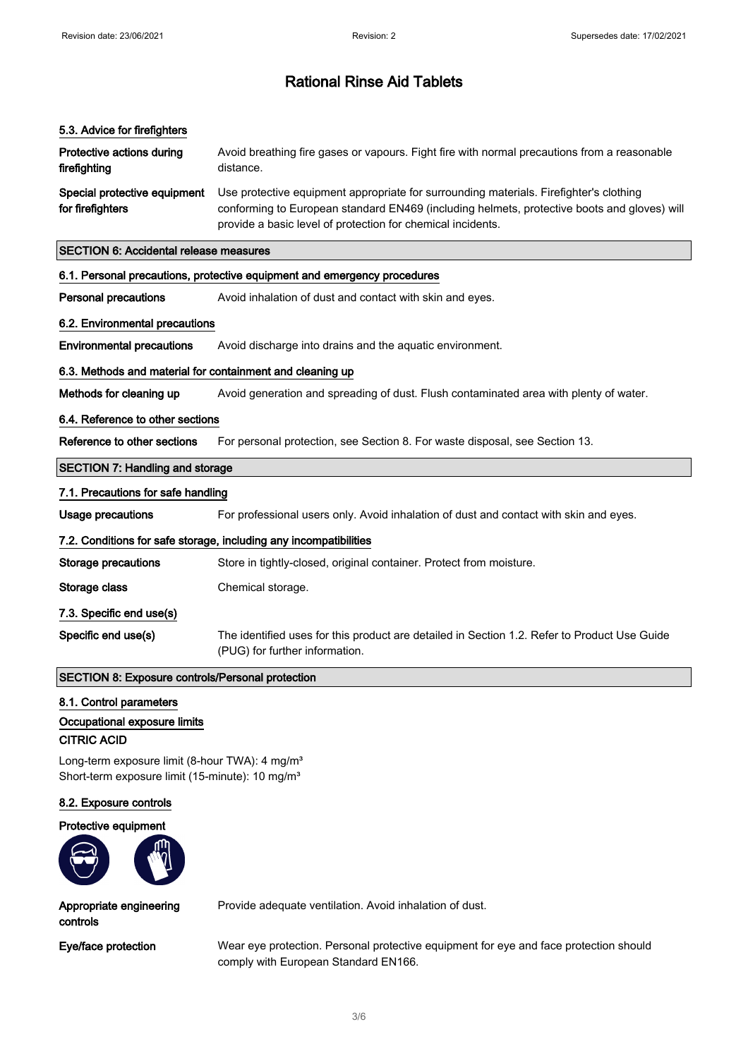# Rational Rinse Aid Tablets

### 5.3. Advice for firefighters

**Protective actions during firefighting** Avoid breathing fire gases or vapours. Fight fire with normal precautions from a reasonable distance.

**Special protective equipment for firefighters** Use protective equipment appropriate for surrounding materials. Firefighter's clothing conforming to European standard EN469 (including helmets, protective boots and gloves) will provide a basic level of protection for chemical incidents.

## SECTION 6: Accidental release measures

### 6.1. Personal precautions, protective equipment and emergency procedures

**Personal precautions** Avoid inhalation of dust and contact with skin and eyes.

### 6.2. Environmental precautions

**Environmental precautions** Avoid discharge into drains and the aquatic environment.

### 6.3. Methods and material for containment and cleaning up

**Methods for cleaning up** Avoid generation and spreading of dust. Flush contaminated area with plenty of water.

### 6.4. Reference to other sections

**Reference to other sections** For personal protection, see Section 8. For waste disposal, see Section 13.

## SECTION 7: Handling and storage

### 7.1. Precautions for safe handling

**Usage precautions** For professional users only. Avoid inhalation of dust and contact with skin and eyes.

### 7.2. Conditions for safe storage, including any incompatibilities

**Storage precautions** Store in tightly-closed, original container. Protect from moisture.

**Storage class** Chemical storage.

### 7.3. Specific end use(s)

**Specific end use(s)** The identified uses for this product are detailed in Section 1.2. Refer to Product Use Guide (PUG) for further information.

## SECTION 8: Exposure controls/Personal protection

### 8.1. Control parameters

### Occupational exposure limits

**CITRIC ACID**

Long-term exposure limit (8-hour TWA): 4 mg/m³
Short-term exposure limit (15-minute): 10 mg/m³

### 8.2. Exposure controls

**Protective equipment**

**Appropriate engineering controls** Provide adequate ventilation. Avoid inhalation of dust.

**Eye/face protection** Wear eye protection. Personal protective equipment for eye and face protection should comply with European Standard EN166.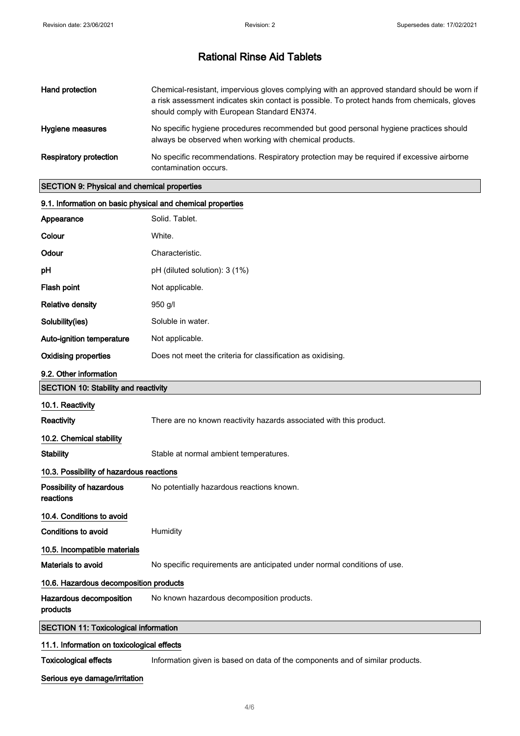# Rational Rinse Aid Tablets

| | |
|---|---|
| **Hand protection** | Chemical-resistant, impervious gloves complying with an approved standard should be worn if a risk assessment indicates skin contact is possible. To protect hands from chemicals, gloves should comply with European Standard EN374. |
| **Hygiene measures** | No specific hygiene procedures recommended but good personal hygiene practices should always be observed when working with chemical products. |
| **Respiratory protection** | No specific recommendations. Respiratory protection may be required if excessive airborne contamination occurs. |

## SECTION 9: Physical and chemical properties

### 9.1. Information on basic physical and chemical properties

| | |
|---|---|
| **Appearance** | Solid. Tablet. |
| **Colour** | White. |
| **Odour** | Characteristic. |
| **pH** | pH (diluted solution): 3 (1%) |
| **Flash point** | Not applicable. |
| **Relative density** | 950 g/l |
| **Solubility(ies)** | Soluble in water. |
| **Auto-ignition temperature** | Not applicable. |
| **Oxidising properties** | Does not meet the criteria for classification as oxidising. |

### 9.2. Other information

## SECTION 10: Stability and reactivity

### 10.1. Reactivity

**Reactivity** There are no known reactivity hazards associated with this product.

### 10.2. Chemical stability

**Stability** Stable at normal ambient temperatures.

### 10.3. Possibility of hazardous reactions

**Possibility of hazardous reactions** No potentially hazardous reactions known.

### 10.4. Conditions to avoid

**Conditions to avoid** Humidity

### 10.5. Incompatible materials

**Materials to avoid** No specific requirements are anticipated under normal conditions of use.

### 10.6. Hazardous decomposition products

**Hazardous decomposition products** No known hazardous decomposition products.

## SECTION 11: Toxicological information

### 11.1. Information on toxicological effects

**Toxicological effects** Information given is based on data of the components and of similar products.

**Serious eye damage/irritation**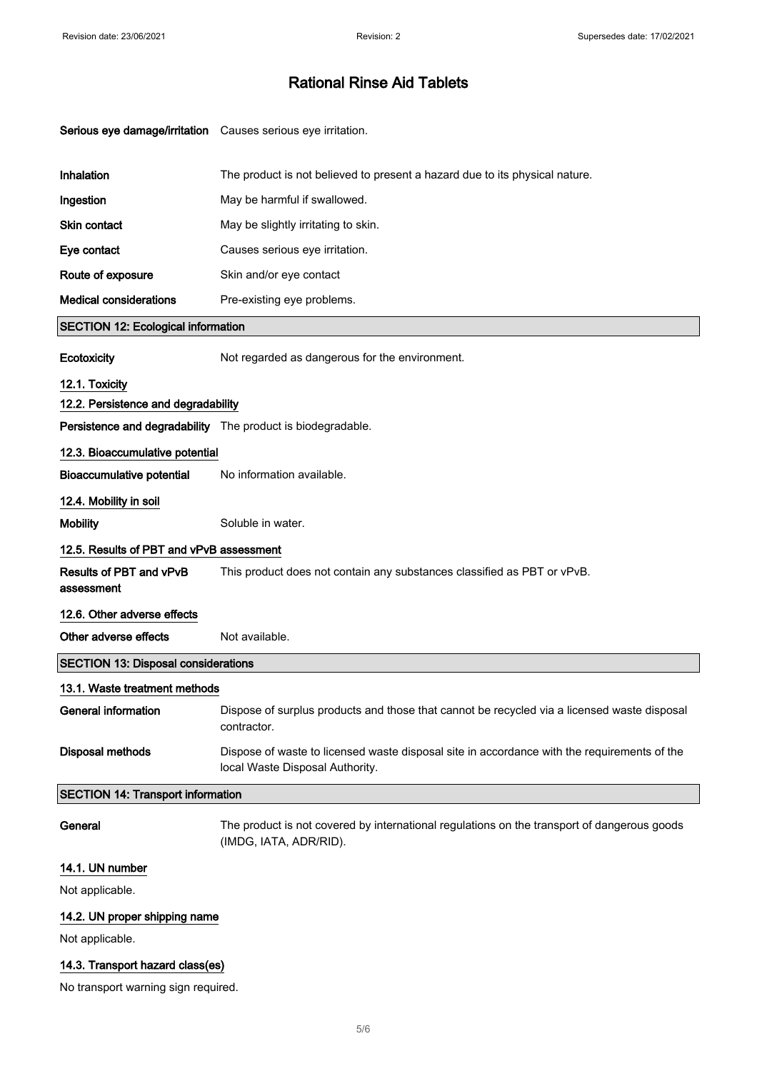**Serious eye damage/irritation** Causes serious eye irritation.

**Inhalation** The product is not believed to present a hazard due to its physical nature.

**Ingestion** May be harmful if swallowed.

**Skin contact** May be slightly irritating to skin.

**Eye contact** Causes serious eye irritation.

**Route of exposure** Skin and/or eye contact

**Medical considerations** Pre-existing eye problems.

## SECTION 12: Ecological information

**Ecotoxicity** Not regarded as dangerous for the environment.

### 12.1. Toxicity

### 12.2. Persistence and degradability

**Persistence and degradability** The product is biodegradable.

### 12.3. Bioaccumulative potential

**Bioaccumulative potential** No information available.

### 12.4. Mobility in soil

**Mobility** Soluble in water.

### 12.5. Results of PBT and vPvB assessment

**Results of PBT and vPvB assessment** This product does not contain any substances classified as PBT or vPvB.

### 12.6. Other adverse effects

**Other adverse effects** Not available.

## SECTION 13: Disposal considerations

### 13.1. Waste treatment methods

**General information** Dispose of surplus products and those that cannot be recycled via a licensed waste disposal contractor.

**Disposal methods** Dispose of waste to licensed waste disposal site in accordance with the requirements of the local Waste Disposal Authority.

## SECTION 14: Transport information

**General** The product is not covered by international regulations on the transport of dangerous goods (IMDG, IATA, ADR/RID).

### 14.1. UN number

Not applicable.

### 14.2. UN proper shipping name

Not applicable.

### 14.3. Transport hazard class(es)

No transport warning sign required.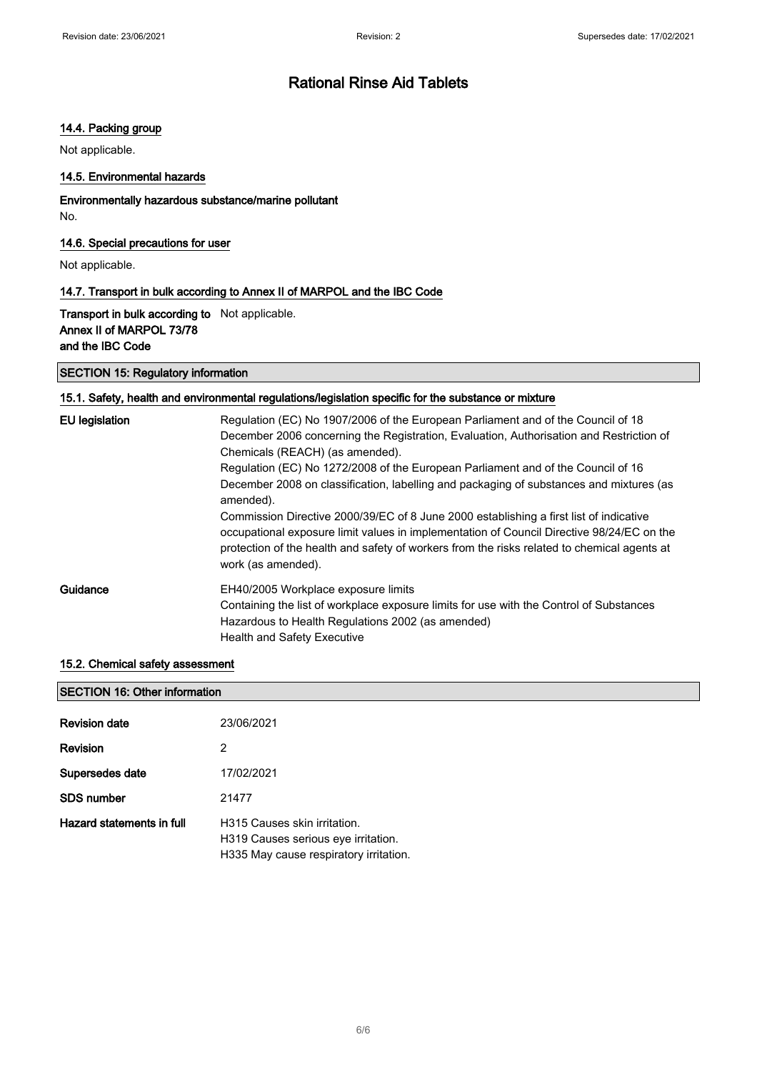# Rational Rinse Aid Tablets

### 14.4. Packing group

Not applicable.

### 14.5. Environmental hazards

**Environmentally hazardous substance/marine pollutant**

No.

### 14.6. Special precautions for user

Not applicable.

### 14.7. Transport in bulk according to Annex II of MARPOL and the IBC Code

| | |
|---|---|
| **Transport in bulk according to Annex II of MARPOL 73/78 and the IBC Code** | Not applicable. |

## SECTION 15: Regulatory information

### 15.1. Safety, health and environmental regulations/legislation specific for the substance or mixture

| | |
|---|---|
| **EU legislation** | Regulation (EC) No 1907/2006 of the European Parliament and of the Council of 18 December 2006 concerning the Registration, Evaluation, Authorisation and Restriction of Chemicals (REACH) (as amended).<br>Regulation (EC) No 1272/2008 of the European Parliament and of the Council of 16 December 2008 on classification, labelling and packaging of substances and mixtures (as amended).<br>Commission Directive 2000/39/EC of 8 June 2000 establishing a first list of indicative occupational exposure limit values in implementation of Council Directive 98/24/EC on the protection of the health and safety of workers from the risks related to chemical agents at work (as amended). |
| **Guidance** | EH40/2005 Workplace exposure limits<br>Containing the list of workplace exposure limits for use with the Control of Substances Hazardous to Health Regulations 2002 (as amended)<br>Health and Safety Executive |

### 15.2. Chemical safety assessment

## SECTION 16: Other information

| | |
|---|---|
| **Revision date** | 23/06/2021 |
| **Revision** | 2 |
| **Supersedes date** | 17/02/2021 |
| **SDS number** | 21477 |
| **Hazard statements in full** | H315 Causes skin irritation.<br>H319 Causes serious eye irritation.<br>H335 May cause respiratory irritation. |